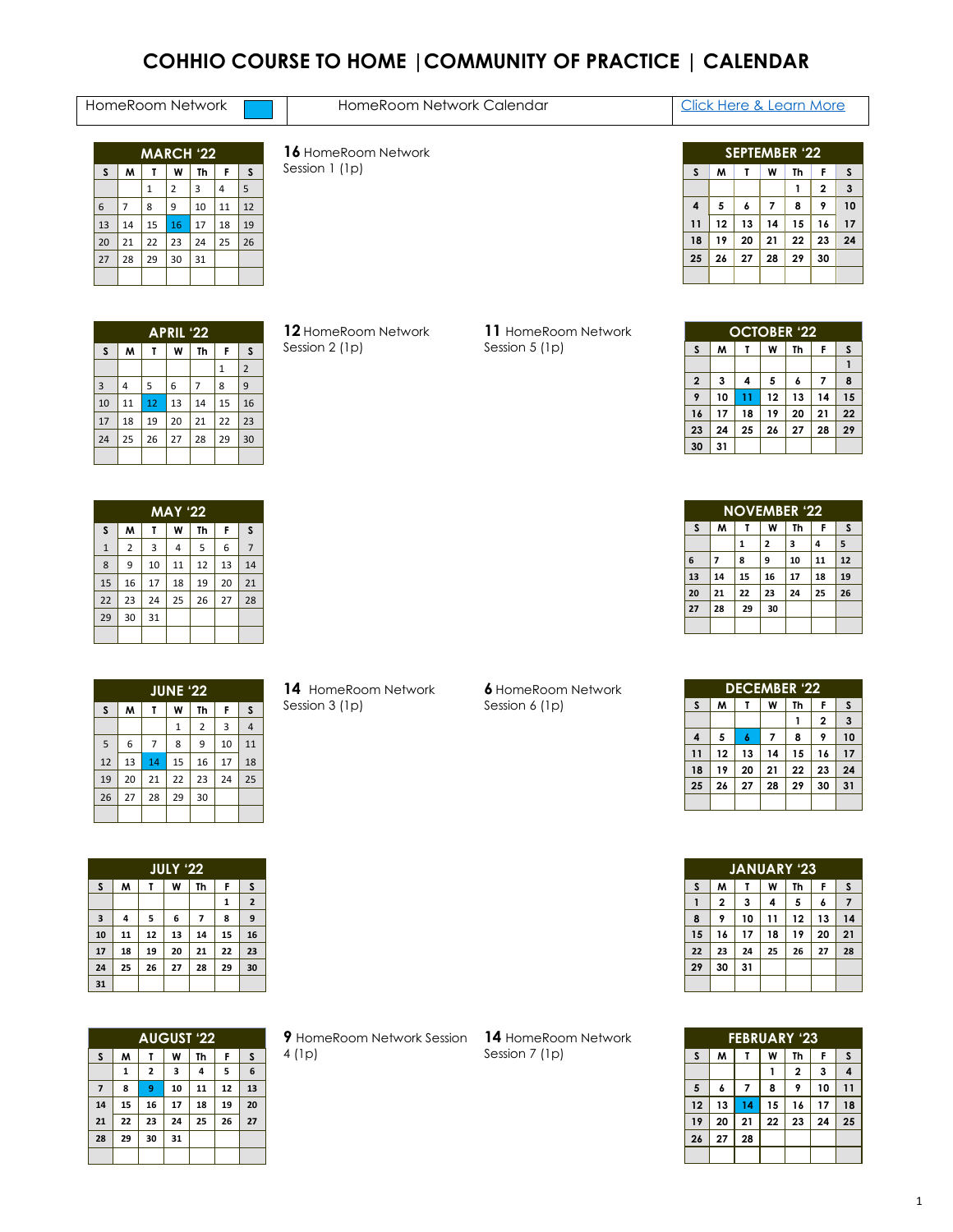# COHHIO COURSE TO HOME | COMMUNITY OF PRACTICE | CALENDAR

| HomeRoom Network | HomeRoom Network Calendar | Click Here & Learn More |
| --- | --- | --- |

**MARCH '22**

| S | M | T | W | Th | F | S |
| --- | --- | --- | --- | --- | --- | --- |
| | | 1 | 2 | 3 | 4 | 5 |
| 6 | 7 | 8 | 9 | 10 | 11 | 12 |
| 13 | 14 | 15 | 16 | 17 | 18 | 19 |
| 20 | 21 | 22 | 23 | 24 | 25 | 26 |
| 27 | 28 | 29 | 30 | 31 | | |

**16** HomeRoom Network Session 1 (1p)

**APRIL '22**

| S | M | T | W | Th | F | S |
| --- | --- | --- | --- | --- | --- | --- |
| | | | | | 1 | 2 |
| 3 | 4 | 5 | 6 | 7 | 8 | 9 |
| 10 | 11 | 12 | 13 | 14 | 15 | 16 |
| 17 | 18 | 19 | 20 | 21 | 22 | 23 |
| 24 | 25 | 26 | 27 | 28 | 29 | 30 |

**12** HomeRoom Network Session 2 (1p)

**MAY '22**

| S | M | T | W | Th | F | S |
| --- | --- | --- | --- | --- | --- | --- |
| 1 | 2 | 3 | 4 | 5 | 6 | 7 |
| 8 | 9 | 10 | 11 | 12 | 13 | 14 |
| 15 | 16 | 17 | 18 | 19 | 20 | 21 |
| 22 | 23 | 24 | 25 | 26 | 27 | 28 |
| 29 | 30 | 31 | | | | |

**JUNE '22**

| S | M | T | W | Th | F | S |
| --- | --- | --- | --- | --- | --- | --- |
| | | | 1 | 2 | 3 | 4 |
| 5 | 6 | 7 | 8 | 9 | 10 | 11 |
| 12 | 13 | 14 | 15 | 16 | 17 | 18 |
| 19 | 20 | 21 | 22 | 23 | 24 | 25 |
| 26 | 27 | 28 | 29 | 30 | | |

**14** HomeRoom Network Session 3 (1p)

**JULY '22**

| S | M | T | W | Th | F | S |
| --- | --- | --- | --- | --- | --- | --- |
| | | | | | 1 | 2 |
| 3 | 4 | 5 | 6 | 7 | 8 | 9 |
| 10 | 11 | 12 | 13 | 14 | 15 | 16 |
| 17 | 18 | 19 | 20 | 21 | 22 | 23 |
| 24 | 25 | 26 | 27 | 28 | 29 | 30 |
| 31 | | | | | | |

**AUGUST '22**

| S | M | T | W | Th | F | S |
| --- | --- | --- | --- | --- | --- | --- |
| | 1 | 2 | 3 | 4 | 5 | 6 |
| 7 | 8 | 9 | 10 | 11 | 12 | 13 |
| 14 | 15 | 16 | 17 | 18 | 19 | 20 |
| 21 | 22 | 23 | 24 | 25 | 26 | 27 |
| 28 | 29 | 30 | 31 | | | |

**9** HomeRoom Network Session 4 (1p)

**SEPTEMBER '22**

| S | M | T | W | Th | F | S |
| --- | --- | --- | --- | --- | --- | --- |
| | | | | 1 | 2 | 3 |
| 4 | 5 | 6 | 7 | 8 | 9 | 10 |
| 11 | 12 | 13 | 14 | 15 | 16 | 17 |
| 18 | 19 | 20 | 21 | 22 | 23 | 24 |
| 25 | 26 | 27 | 28 | 29 | 30 | |

**OCTOBER '22**

| S | M | T | W | Th | F | S |
| --- | --- | --- | --- | --- | --- | --- |
| | | | | | | 1 |
| 2 | 3 | 4 | 5 | 6 | 7 | 8 |
| 9 | 10 | 11 | 12 | 13 | 14 | 15 |
| 16 | 17 | 18 | 19 | 20 | 21 | 22 |
| 23 | 24 | 25 | 26 | 27 | 28 | 29 |
| 30 | 31 | | | | | |

**11** HomeRoom Network Session 5 (1p)

**NOVEMBER '22**

| S | M | T | W | Th | F | S |
| --- | --- | --- | --- | --- | --- | --- |
| | | 1 | 2 | 3 | 4 | 5 |
| 6 | 7 | 8 | 9 | 10 | 11 | 12 |
| 13 | 14 | 15 | 16 | 17 | 18 | 19 |
| 20 | 21 | 22 | 23 | 24 | 25 | 26 |
| 27 | 28 | 29 | 30 | | | |

**DECEMBER '22**

| S | M | T | W | Th | F | S |
| --- | --- | --- | --- | --- | --- | --- |
| | | | | 1 | 2 | 3 |
| 4 | 5 | 6 | 7 | 8 | 9 | 10 |
| 11 | 12 | 13 | 14 | 15 | 16 | 17 |
| 18 | 19 | 20 | 21 | 22 | 23 | 24 |
| 25 | 26 | 27 | 28 | 29 | 30 | 31 |

**6** HomeRoom Network Session 6 (1p)

**JANUARY '23**

| S | M | T | W | Th | F | S |
| --- | --- | --- | --- | --- | --- | --- |
| 1 | 2 | 3 | 4 | 5 | 6 | 7 |
| 8 | 9 | 10 | 11 | 12 | 13 | 14 |
| 15 | 16 | 17 | 18 | 19 | 20 | 21 |
| 22 | 23 | 24 | 25 | 26 | 27 | 28 |
| 29 | 30 | 31 | | | | |

**FEBRUARY '23**

| S | M | T | W | Th | F | S |
| --- | --- | --- | --- | --- | --- | --- |
| | | | 1 | 2 | 3 | 4 |
| 5 | 6 | 7 | 8 | 9 | 10 | 11 |
| 12 | 13 | 14 | 15 | 16 | 17 | 18 |
| 19 | 20 | 21 | 22 | 23 | 24 | 25 |
| 26 | 27 | 28 | | | | |

**14** HomeRoom Network Session 7 (1p)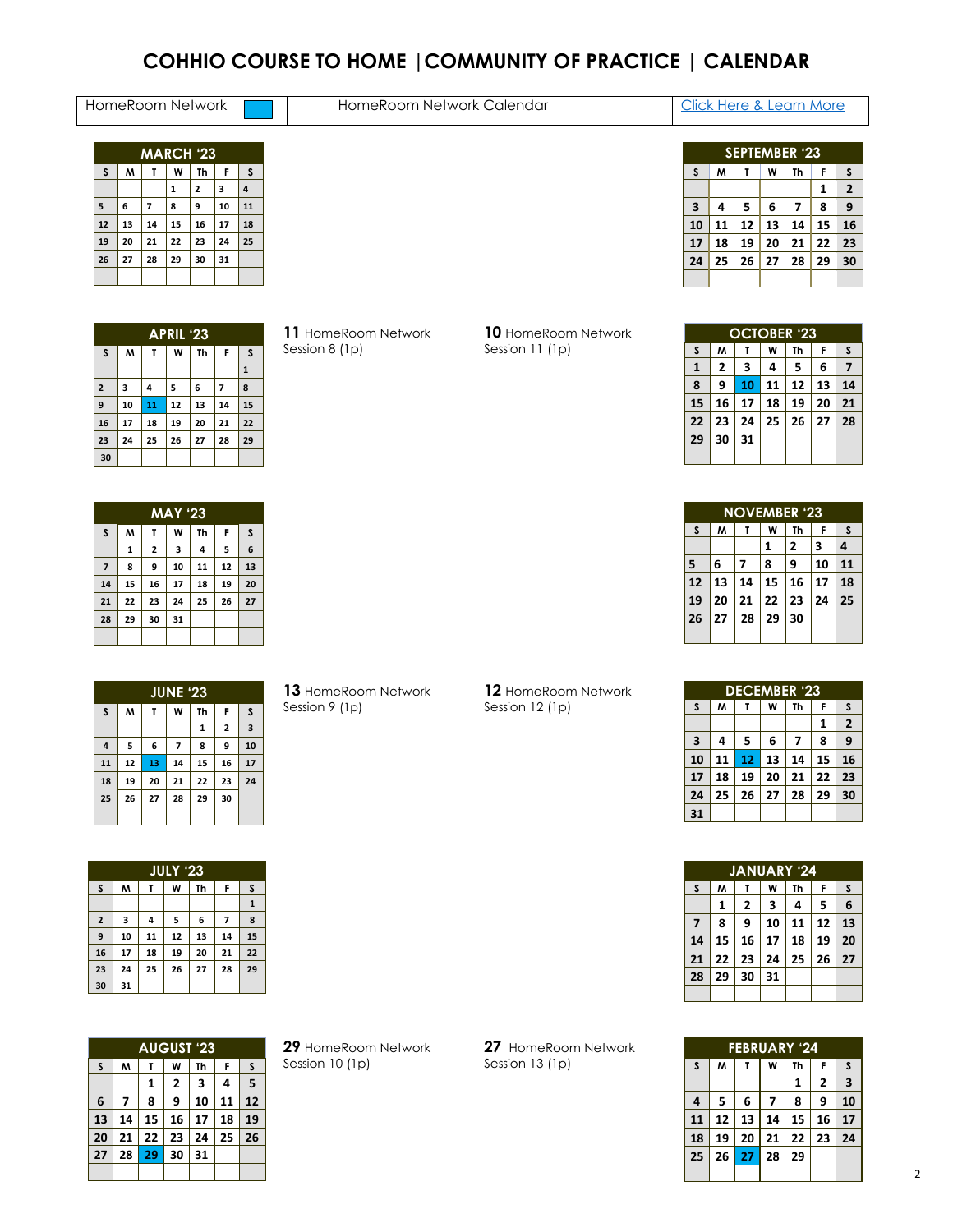# COHHIO COURSE TO HOME | COMMUNITY OF PRACTICE | CALENDAR

| HomeRoom Network | HomeRoom Network Calendar | Click Here & Learn More |
|---|---|---|

**MARCH '23**

| S | M | T | W | Th | F | S |
|---|---|---|---|---|---|---|
| | | | 1 | 2 | 3 | 4 |
| 5 | 6 | 7 | 8 | 9 | 10 | 11 |
| 12 | 13 | 14 | 15 | 16 | 17 | 18 |
| 19 | 20 | 21 | 22 | 23 | 24 | 25 |
| 26 | 27 | 28 | 29 | 30 | 31 | |

**APRIL '23**

| S | M | T | W | Th | F | S |
|---|---|---|---|---|---|---|
| | | | | | | 1 |
| 2 | 3 | 4 | 5 | 6 | 7 | 8 |
| 9 | 10 | 11 | 12 | 13 | 14 | 15 |
| 16 | 17 | 18 | 19 | 20 | 21 | 22 |
| 23 | 24 | 25 | 26 | 27 | 28 | 29 |
| 30 | | | | | | |

**11** HomeRoom Network Session 8 (1p)

**MAY '23**

| S | M | T | W | Th | F | S |
|---|---|---|---|---|---|---|
| | 1 | 2 | 3 | 4 | 5 | 6 |
| 7 | 8 | 9 | 10 | 11 | 12 | 13 |
| 14 | 15 | 16 | 17 | 18 | 19 | 20 |
| 21 | 22 | 23 | 24 | 25 | 26 | 27 |
| 28 | 29 | 30 | 31 | | | |

**JUNE '23**

| S | M | T | W | Th | F | S |
|---|---|---|---|---|---|---|
| | | | | 1 | 2 | 3 |
| 4 | 5 | 6 | 7 | 8 | 9 | 10 |
| 11 | 12 | 13 | 14 | 15 | 16 | 17 |
| 18 | 19 | 20 | 21 | 22 | 23 | 24 |
| 25 | 26 | 27 | 28 | 29 | 30 | |

**13** HomeRoom Network Session 9 (1p)

**JULY '23**

| S | M | T | W | Th | F | S |
|---|---|---|---|---|---|---|
| | | | | | | 1 |
| 2 | 3 | 4 | 5 | 6 | 7 | 8 |
| 9 | 10 | 11 | 12 | 13 | 14 | 15 |
| 16 | 17 | 18 | 19 | 20 | 21 | 22 |
| 23 | 24 | 25 | 26 | 27 | 28 | 29 |
| 30 | 31 | | | | | |

**AUGUST '23**

| S | M | T | W | Th | F | S |
|---|---|---|---|---|---|---|
| | | 1 | 2 | 3 | 4 | 5 |
| 6 | 7 | 8 | 9 | 10 | 11 | 12 |
| 13 | 14 | 15 | 16 | 17 | 18 | 19 |
| 20 | 21 | 22 | 23 | 24 | 25 | 26 |
| 27 | 28 | 29 | 30 | 31 | | |

**29** HomeRoom Network Session 10 (1p)

**SEPTEMBER '23**

| S | M | T | W | Th | F | S |
|---|---|---|---|---|---|---|
| | | | | | 1 | 2 |
| 3 | 4 | 5 | 6 | 7 | 8 | 9 |
| 10 | 11 | 12 | 13 | 14 | 15 | 16 |
| 17 | 18 | 19 | 20 | 21 | 22 | 23 |
| 24 | 25 | 26 | 27 | 28 | 29 | 30 |

**OCTOBER '23**

| S | M | T | W | Th | F | S |
|---|---|---|---|---|---|---|
| 1 | 2 | 3 | 4 | 5 | 6 | 7 |
| 8 | 9 | 10 | 11 | 12 | 13 | 14 |
| 15 | 16 | 17 | 18 | 19 | 20 | 21 |
| 22 | 23 | 24 | 25 | 26 | 27 | 28 |
| 29 | 30 | 31 | | | | |

**10** HomeRoom Network Session 11 (1p)

**NOVEMBER '23**

| S | M | T | W | Th | F | S |
|---|---|---|---|---|---|---|
| | | | 1 | 2 | 3 | 4 |
| 5 | 6 | 7 | 8 | 9 | 10 | 11 |
| 12 | 13 | 14 | 15 | 16 | 17 | 18 |
| 19 | 20 | 21 | 22 | 23 | 24 | 25 |
| 26 | 27 | 28 | 29 | 30 | | |

**DECEMBER '23**

| S | M | T | W | Th | F | S |
|---|---|---|---|---|---|---|
| | | | | | 1 | 2 |
| 3 | 4 | 5 | 6 | 7 | 8 | 9 |
| 10 | 11 | 12 | 13 | 14 | 15 | 16 |
| 17 | 18 | 19 | 20 | 21 | 22 | 23 |
| 24 | 25 | 26 | 27 | 28 | 29 | 30 |
| 31 | | | | | | |

**12** HomeRoom Network Session 12 (1p)

**JANUARY '24**

| S | M | T | W | Th | F | S |
|---|---|---|---|---|---|---|
| | 1 | 2 | 3 | 4 | 5 | 6 |
| 7 | 8 | 9 | 10 | 11 | 12 | 13 |
| 14 | 15 | 16 | 17 | 18 | 19 | 20 |
| 21 | 22 | 23 | 24 | 25 | 26 | 27 |
| 28 | 29 | 30 | 31 | | | |

**FEBRUARY '24**

| S | M | T | W | Th | F | S |
|---|---|---|---|---|---|---|
| | | | | 1 | 2 | 3 |
| 4 | 5 | 6 | 7 | 8 | 9 | 10 |
| 11 | 12 | 13 | 14 | 15 | 16 | 17 |
| 18 | 19 | 20 | 21 | 22 | 23 | 24 |
| 25 | 26 | 27 | 28 | 29 | | |

**27** HomeRoom Network Session 13 (1p)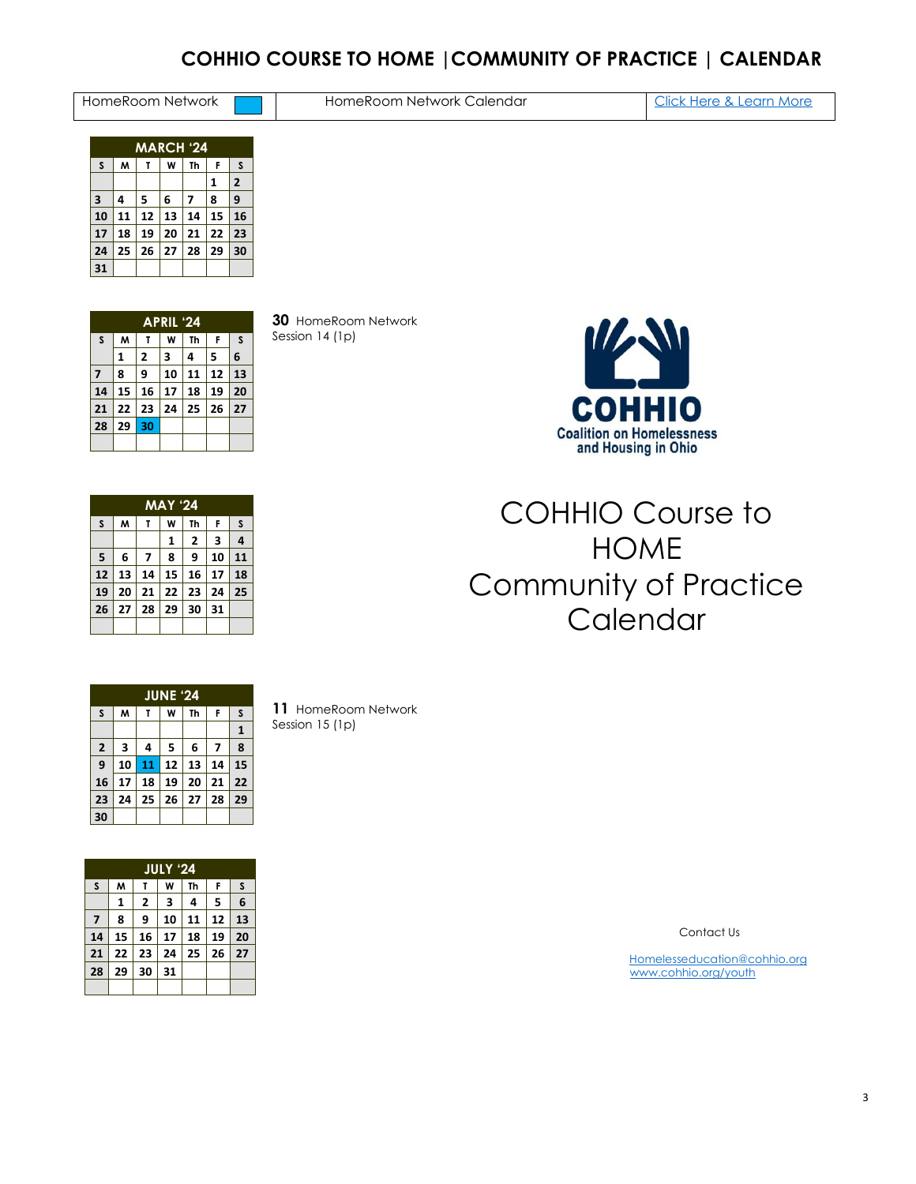# COHHIO COURSE TO HOME | COMMUNITY OF PRACTICE | CALENDAR

| HomeRoom Network | HomeRoom Network Calendar | [Click Here & Learn More] |
|---|---|---|

| MARCH '24 | | | | | | |
|---|---|---|---|---|---|---|
| S | M | T | W | Th | F | S |
| | | | | | 1 | 2 |
| 3 | 4 | 5 | 6 | 7 | 8 | 9 |
| 10 | 11 | 12 | 13 | 14 | 15 | 16 |
| 17 | 18 | 19 | 20 | 21 | 22 | 23 |
| 24 | 25 | 26 | 27 | 28 | 29 | 30 |
| 31 | | | | | | |

| APRIL '24 | | | | | | |
|---|---|---|---|---|---|---|
| S | M | T | W | Th | F | S |
| | 1 | 2 | 3 | 4 | 5 | 6 |
| 7 | 8 | 9 | 10 | 11 | 12 | 13 |
| 14 | 15 | 16 | 17 | 18 | 19 | 20 |
| 21 | 22 | 23 | 24 | 25 | 26 | 27 |
| 28 | 29 | 30 | | | | |

**30** HomeRoom Network Session 14 (1p)

COHHIO
Coalition on Homelessness and Housing in Ohio

| MAY '24 | | | | | | |
|---|---|---|---|---|---|---|
| S | M | T | W | Th | F | S |
| | | | 1 | 2 | 3 | 4 |
| 5 | 6 | 7 | 8 | 9 | 10 | 11 |
| 12 | 13 | 14 | 15 | 16 | 17 | 18 |
| 19 | 20 | 21 | 22 | 23 | 24 | 25 |
| 26 | 27 | 28 | 29 | 30 | 31 | |

## COHHIO Course to HOME Community of Practice Calendar

| JUNE '24 | | | | | | |
|---|---|---|---|---|---|---|
| S | M | T | W | Th | F | S |
| | | | | | | 1 |
| 2 | 3 | 4 | 5 | 6 | 7 | 8 |
| 9 | 10 | 11 | 12 | 13 | 14 | 15 |
| 16 | 17 | 18 | 19 | 20 | 21 | 22 |
| 23 | 24 | 25 | 26 | 27 | 28 | 29 |
| 30 | | | | | | |

**11** HomeRoom Network Session 15 (1p)

| JULY '24 | | | | | | |
|---|---|---|---|---|---|---|
| S | M | T | W | Th | F | S |
| | 1 | 2 | 3 | 4 | 5 | 6 |
| 7 | 8 | 9 | 10 | 11 | 12 | 13 |
| 14 | 15 | 16 | 17 | 18 | 19 | 20 |
| 21 | 22 | 23 | 24 | 25 | 26 | 27 |
| 28 | 29 | 30 | 31 | | | |

Contact Us

Homelesseducation@cohhio.org
www.cohhio.org/youth